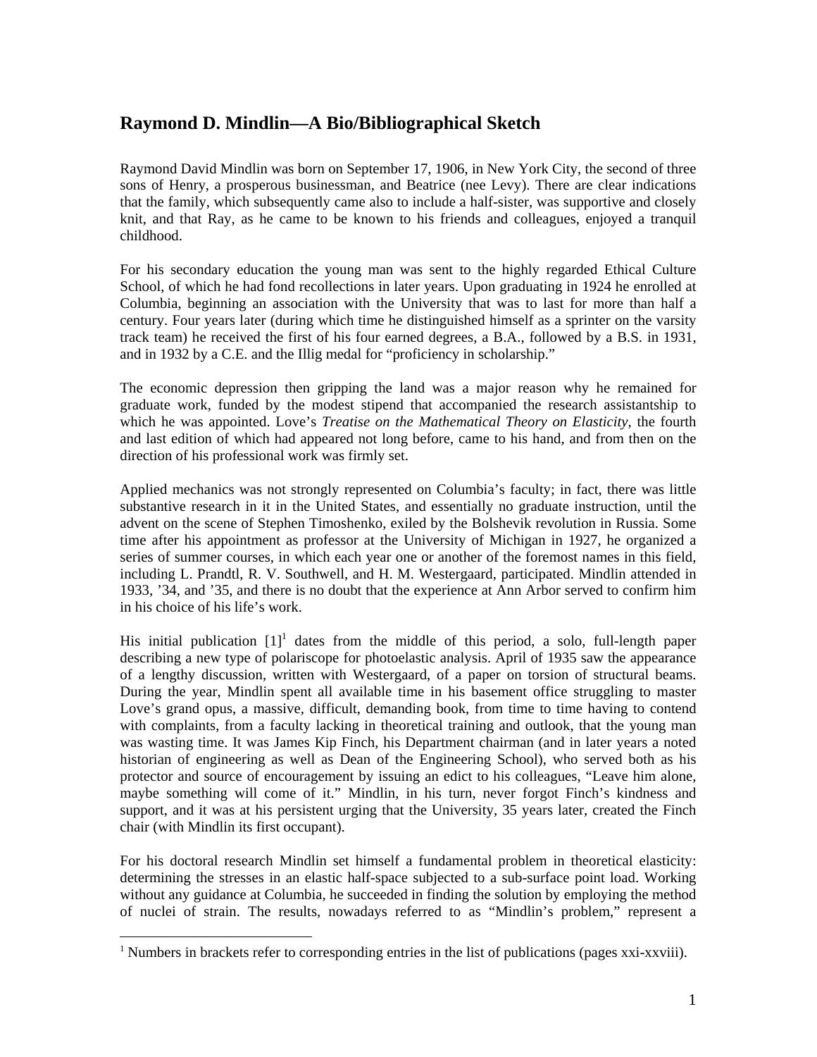## Raymond D. Mindlin—A Bio/Bibliographical Sketch

Raymond David Mindlin was born on September 17, 1906, in New York City, the second of three sons of Henry, a prosperous businessman, and Beatrice (nee Levy). There are clear indications that the family, which subsequently came also to include a half-sister, was supportive and closely knit, and that Ray, as he came to be known to his friends and colleagues, enjoyed a tranquil childhood.

For his secondary education the young man was sent to the highly regarded Ethical Culture School, of which he had fond recollections in later years. Upon graduating in 1924 he enrolled at Columbia, beginning an association with the University that was to last for more than half a century. Four years later (during which time he distinguished himself as a sprinter on the varsity track team) he received the first of his four earned degrees, a B.A., followed by a B.S. in 1931, and in 1932 by a C.E. and the Illig medal for "proficiency in scholarship."

The economic depression then gripping the land was a major reason why he remained for graduate work, funded by the modest stipend that accompanied the research assistantship to which he was appointed. Love's *Treatise on the Mathematical Theory on Elasticity*, the fourth and last edition of which had appeared not long before, came to his hand, and from then on the direction of his professional work was firmly set.

Applied mechanics was not strongly represented on Columbia's faculty; in fact, there was little substantive research in it in the United States, and essentially no graduate instruction, until the advent on the scene of Stephen Timoshenko, exiled by the Bolshevik revolution in Russia. Some time after his appointment as professor at the University of Michigan in 1927, he organized a series of summer courses, in which each year one or another of the foremost names in this field, including L. Prandtl, R. V. Southwell, and H. M. Westergaard, participated. Mindlin attended in 1933, '34, and '35, and there is no doubt that the experience at Ann Arbor served to confirm him in his choice of his life's work.

His initial publication [1][1] dates from the middle of this period, a solo, full-length paper describing a new type of polariscope for photoelastic analysis. April of 1935 saw the appearance of a lengthy discussion, written with Westergaard, of a paper on torsion of structural beams. During the year, Mindlin spent all available time in his basement office struggling to master Love's grand opus, a massive, difficult, demanding book, from time to time having to contend with complaints, from a faculty lacking in theoretical training and outlook, that the young man was wasting time. It was James Kip Finch, his Department chairman (and in later years a noted historian of engineering as well as Dean of the Engineering School), who served both as his protector and source of encouragement by issuing an edict to his colleagues, "Leave him alone, maybe something will come of it." Mindlin, in his turn, never forgot Finch's kindness and support, and it was at his persistent urging that the University, 35 years later, created the Finch chair (with Mindlin its first occupant).

For his doctoral research Mindlin set himself a fundamental problem in theoretical elasticity: determining the stresses in an elastic half-space subjected to a sub-surface point load. Working without any guidance at Columbia, he succeeded in finding the solution by employing the method of nuclei of strain. The results, nowadays referred to as "Mindlin's problem," represent a

[1] Numbers in brackets refer to corresponding entries in the list of publications (pages xxi-xxviii).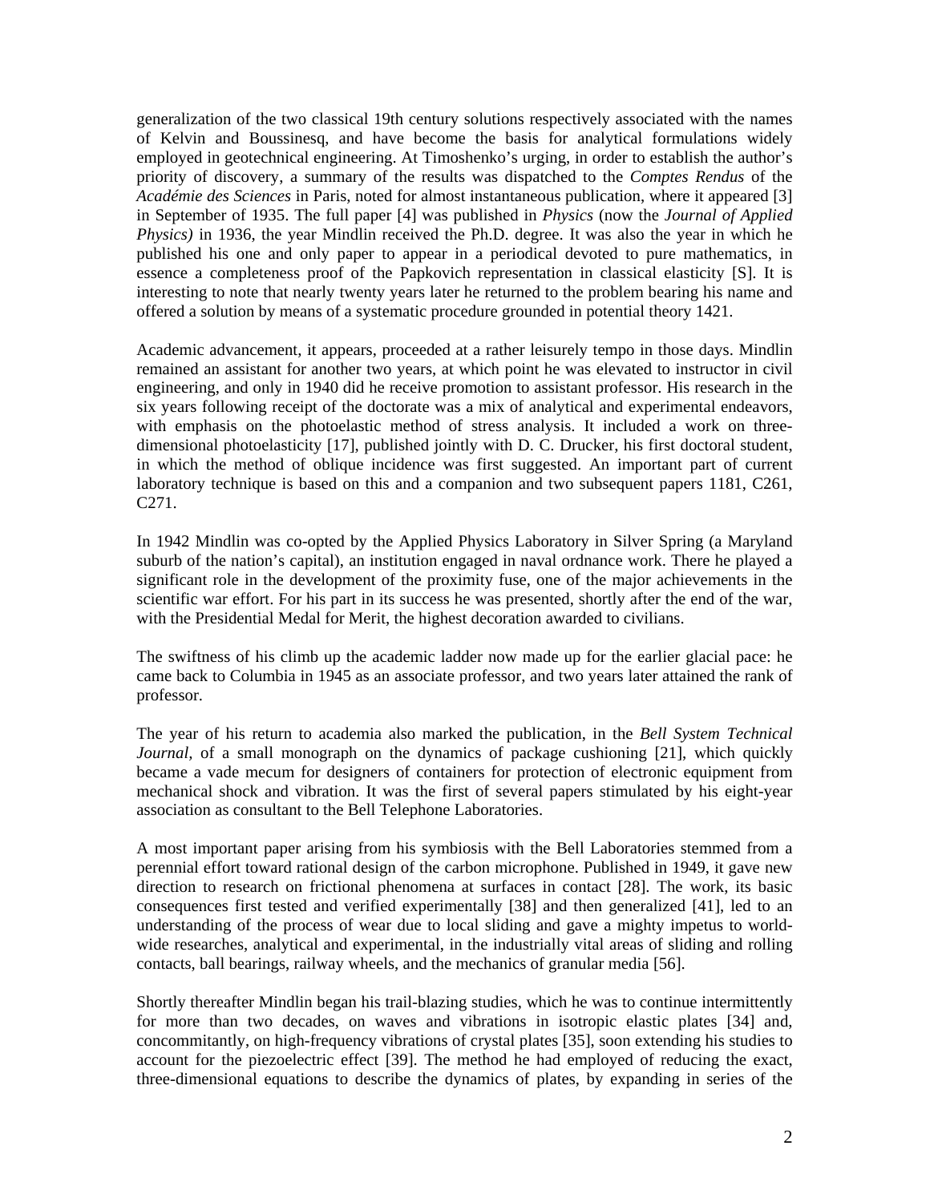generalization of the two classical 19th century solutions respectively associated with the names of Kelvin and Boussinesq, and have become the basis for analytical formulations widely employed in geotechnical engineering. At Timoshenko's urging, in order to establish the author's priority of discovery, a summary of the results was dispatched to the *Comptes Rendus* of the *Académie des Sciences* in Paris, noted for almost instantaneous publication, where it appeared [3] in September of 1935. The full paper [4] was published in *Physics* (now the *Journal of Applied Physics)* in 1936, the year Mindlin received the Ph.D. degree. It was also the year in which he published his one and only paper to appear in a periodical devoted to pure mathematics, in essence a completeness proof of the Papkovich representation in classical elasticity [S]. It is interesting to note that nearly twenty years later he returned to the problem bearing his name and offered a solution by means of a systematic procedure grounded in potential theory 1421.

Academic advancement, it appears, proceeded at a rather leisurely tempo in those days. Mindlin remained an assistant for another two years, at which point he was elevated to instructor in civil engineering, and only in 1940 did he receive promotion to assistant professor. His research in the six years following receipt of the doctorate was a mix of analytical and experimental endeavors, with emphasis on the photoelastic method of stress analysis. It included a work on three-dimensional photoelasticity [17], published jointly with D. C. Drucker, his first doctoral student, in which the method of oblique incidence was first suggested. An important part of current laboratory technique is based on this and a companion and two subsequent papers 1181, C261, C271.

In 1942 Mindlin was co-opted by the Applied Physics Laboratory in Silver Spring (a Maryland suburb of the nation's capital), an institution engaged in naval ordnance work. There he played a significant role in the development of the proximity fuse, one of the major achievements in the scientific war effort. For his part in its success he was presented, shortly after the end of the war, with the Presidential Medal for Merit, the highest decoration awarded to civilians.

The swiftness of his climb up the academic ladder now made up for the earlier glacial pace: he came back to Columbia in 1945 as an associate professor, and two years later attained the rank of professor.

The year of his return to academia also marked the publication, in the *Bell System Technical Journal*, of a small monograph on the dynamics of package cushioning [21], which quickly became a vade mecum for designers of containers for protection of electronic equipment from mechanical shock and vibration. It was the first of several papers stimulated by his eight-year association as consultant to the Bell Telephone Laboratories.

A most important paper arising from his symbiosis with the Bell Laboratories stemmed from a perennial effort toward rational design of the carbon microphone. Published in 1949, it gave new direction to research on frictional phenomena at surfaces in contact [28]. The work, its basic consequences first tested and verified experimentally [38] and then generalized [41], led to an understanding of the process of wear due to local sliding and gave a mighty impetus to world-wide researches, analytical and experimental, in the industrially vital areas of sliding and rolling contacts, ball bearings, railway wheels, and the mechanics of granular media [56].

Shortly thereafter Mindlin began his trail-blazing studies, which he was to continue intermittently for more than two decades, on waves and vibrations in isotropic elastic plates [34] and, concommitantly, on high-frequency vibrations of crystal plates [35], soon extending his studies to account for the piezoelectric effect [39]. The method he had employed of reducing the exact, three-dimensional equations to describe the dynamics of plates, by expanding in series of the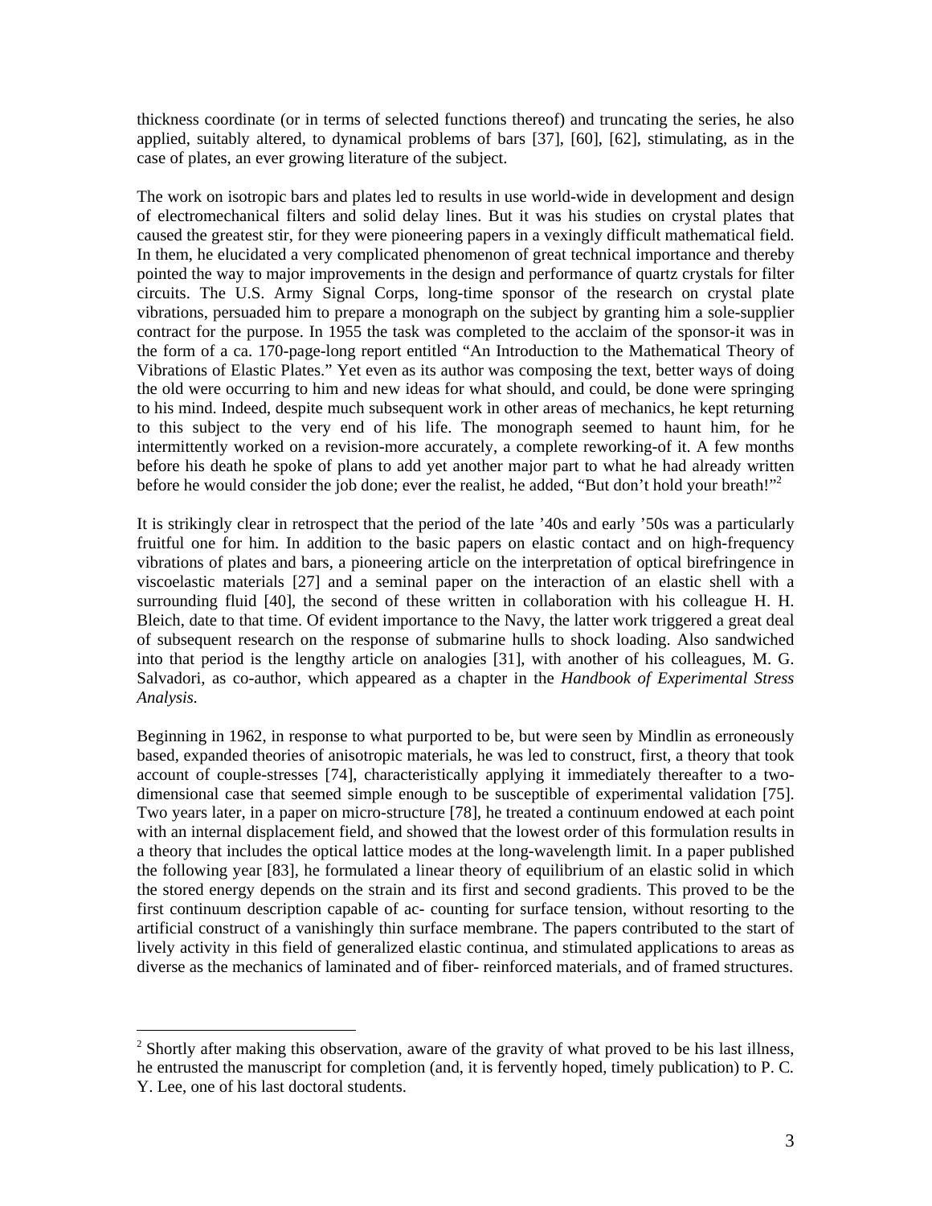thickness coordinate (or in terms of selected functions thereof) and truncating the series, he also applied, suitably altered, to dynamical problems of bars [37], [60], [62], stimulating, as in the case of plates, an ever growing literature of the subject.

The work on isotropic bars and plates led to results in use world-wide in development and design of electromechanical filters and solid delay lines. But it was his studies on crystal plates that caused the greatest stir, for they were pioneering papers in a vexingly difficult mathematical field. In them, he elucidated a very complicated phenomenon of great technical importance and thereby pointed the way to major improvements in the design and performance of quartz crystals for filter circuits. The U.S. Army Signal Corps, long-time sponsor of the research on crystal plate vibrations, persuaded him to prepare a monograph on the subject by granting him a sole-supplier contract for the purpose. In 1955 the task was completed to the acclaim of the sponsor-it was in the form of a ca. 170-page-long report entitled "An Introduction to the Mathematical Theory of Vibrations of Elastic Plates." Yet even as its author was composing the text, better ways of doing the old were occurring to him and new ideas for what should, and could, be done were springing to his mind. Indeed, despite much subsequent work in other areas of mechanics, he kept returning to this subject to the very end of his life. The monograph seemed to haunt him, for he intermittently worked on a revision-more accurately, a complete reworking-of it. A few months before his death he spoke of plans to add yet another major part to what he had already written before he would consider the job done; ever the realist, he added, "But don't hold your breath!"[2]

It is strikingly clear in retrospect that the period of the late '40s and early '50s was a particularly fruitful one for him. In addition to the basic papers on elastic contact and on high-frequency vibrations of plates and bars, a pioneering article on the interpretation of optical birefringence in viscoelastic materials [27] and a seminal paper on the interaction of an elastic shell with a surrounding fluid [40], the second of these written in collaboration with his colleague H. H. Bleich, date to that time. Of evident importance to the Navy, the latter work triggered a great deal of subsequent research on the response of submarine hulls to shock loading. Also sandwiched into that period is the lengthy article on analogies [31], with another of his colleagues, M. G. Salvadori, as co-author, which appeared as a chapter in the *Handbook of Experimental Stress Analysis.*

Beginning in 1962, in response to what purported to be, but were seen by Mindlin as erroneously based, expanded theories of anisotropic materials, he was led to construct, first, a theory that took account of couple-stresses [74], characteristically applying it immediately thereafter to a two-dimensional case that seemed simple enough to be susceptible of experimental validation [75]. Two years later, in a paper on micro-structure [78], he treated a continuum endowed at each point with an internal displacement field, and showed that the lowest order of this formulation results in a theory that includes the optical lattice modes at the long-wavelength limit. In a paper published the following year [83], he formulated a linear theory of equilibrium of an elastic solid in which the stored energy depends on the strain and its first and second gradients. This proved to be the first continuum description capable of ac- counting for surface tension, without resorting to the artificial construct of a vanishingly thin surface membrane. The papers contributed to the start of lively activity in this field of generalized elastic continua, and stimulated applications to areas as diverse as the mechanics of laminated and of fiber- reinforced materials, and of framed structures.

---

[2] Shortly after making this observation, aware of the gravity of what proved to be his last illness, he entrusted the manuscript for completion (and, it is fervently hoped, timely publication) to P. C. Y. Lee, one of his last doctoral students.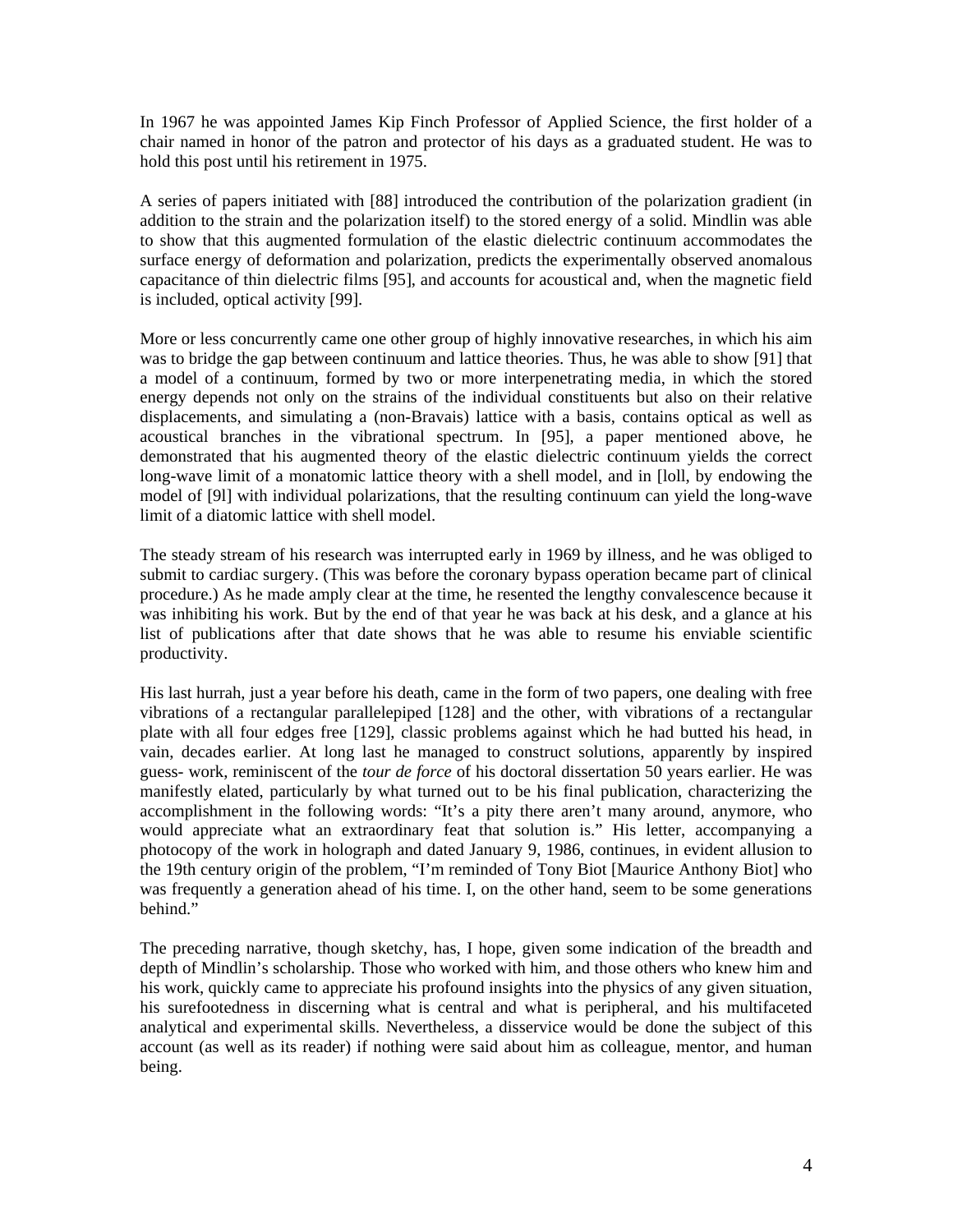In 1967 he was appointed James Kip Finch Professor of Applied Science, the first holder of a chair named in honor of the patron and protector of his days as a graduated student. He was to hold this post until his retirement in 1975.

A series of papers initiated with [88] introduced the contribution of the polarization gradient (in addition to the strain and the polarization itself) to the stored energy of a solid. Mindlin was able to show that this augmented formulation of the elastic dielectric continuum accommodates the surface energy of deformation and polarization, predicts the experimentally observed anomalous capacitance of thin dielectric films [95], and accounts for acoustical and, when the magnetic field is included, optical activity [99].

More or less concurrently came one other group of highly innovative researches, in which his aim was to bridge the gap between continuum and lattice theories. Thus, he was able to show [91] that a model of a continuum, formed by two or more interpenetrating media, in which the stored energy depends not only on the strains of the individual constituents but also on their relative displacements, and simulating a (non-Bravais) lattice with a basis, contains optical as well as acoustical branches in the vibrational spectrum. In [95], a paper mentioned above, he demonstrated that his augmented theory of the elastic dielectric continuum yields the correct long-wave limit of a monatomic lattice theory with a shell model, and in [loll, by endowing the model of [9l] with individual polarizations, that the resulting continuum can yield the long-wave limit of a diatomic lattice with shell model.

The steady stream of his research was interrupted early in 1969 by illness, and he was obliged to submit to cardiac surgery. (This was before the coronary bypass operation became part of clinical procedure.) As he made amply clear at the time, he resented the lengthy convalescence because it was inhibiting his work. But by the end of that year he was back at his desk, and a glance at his list of publications after that date shows that he was able to resume his enviable scientific productivity.

His last hurrah, just a year before his death, came in the form of two papers, one dealing with free vibrations of a rectangular parallelepiped [128] and the other, with vibrations of a rectangular plate with all four edges free [129], classic problems against which he had butted his head, in vain, decades earlier. At long last he managed to construct solutions, apparently by inspired guess- work, reminiscent of the *tour de force* of his doctoral dissertation 50 years earlier. He was manifestly elated, particularly by what turned out to be his final publication, characterizing the accomplishment in the following words: "It's a pity there aren't many around, anymore, who would appreciate what an extraordinary feat that solution is." His letter, accompanying a photocopy of the work in holograph and dated January 9, 1986, continues, in evident allusion to the 19th century origin of the problem, "I'm reminded of Tony Biot [Maurice Anthony Biot] who was frequently a generation ahead of his time. I, on the other hand, seem to be some generations behind."

The preceding narrative, though sketchy, has, I hope, given some indication of the breadth and depth of Mindlin's scholarship. Those who worked with him, and those others who knew him and his work, quickly came to appreciate his profound insights into the physics of any given situation, his surefootedness in discerning what is central and what is peripheral, and his multifaceted analytical and experimental skills. Nevertheless, a disservice would be done the subject of this account (as well as its reader) if nothing were said about him as colleague, mentor, and human being.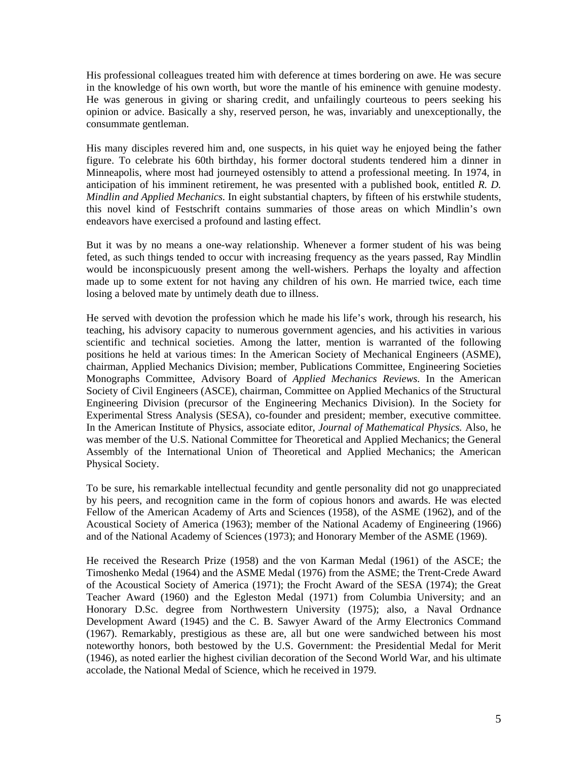His professional colleagues treated him with deference at times bordering on awe. He was secure in the knowledge of his own worth, but wore the mantle of his eminence with genuine modesty. He was generous in giving or sharing credit, and unfailingly courteous to peers seeking his opinion or advice. Basically a shy, reserved person, he was, invariably and unexceptionally, the consummate gentleman.

His many disciples revered him and, one suspects, in his quiet way he enjoyed being the father figure. To celebrate his 60th birthday, his former doctoral students tendered him a dinner in Minneapolis, where most had journeyed ostensibly to attend a professional meeting. In 1974, in anticipation of his imminent retirement, he was presented with a published book, entitled *R. D. Mindlin and Applied Mechanics*. In eight substantial chapters, by fifteen of his erstwhile students, this novel kind of Festschrift contains summaries of those areas on which Mindlin's own endeavors have exercised a profound and lasting effect.

But it was by no means a one-way relationship. Whenever a former student of his was being feted, as such things tended to occur with increasing frequency as the years passed, Ray Mindlin would be inconspicuously present among the well-wishers. Perhaps the loyalty and affection made up to some extent for not having any children of his own. He married twice, each time losing a beloved mate by untimely death due to illness.

He served with devotion the profession which he made his life's work, through his research, his teaching, his advisory capacity to numerous government agencies, and his activities in various scientific and technical societies. Among the latter, mention is warranted of the following positions he held at various times: In the American Society of Mechanical Engineers (ASME), chairman, Applied Mechanics Division; member, Publications Committee, Engineering Societies Monographs Committee, Advisory Board of *Applied Mechanics Reviews*. In the American Society of Civil Engineers (ASCE), chairman, Committee on Applied Mechanics of the Structural Engineering Division (precursor of the Engineering Mechanics Division). In the Society for Experimental Stress Analysis (SESA), co-founder and president; member, executive committee. In the American Institute of Physics, associate editor, *Journal of Mathematical Physics*. Also, he was member of the U.S. National Committee for Theoretical and Applied Mechanics; the General Assembly of the International Union of Theoretical and Applied Mechanics; the American Physical Society.

To be sure, his remarkable intellectual fecundity and gentle personality did not go unappreciated by his peers, and recognition came in the form of copious honors and awards. He was elected Fellow of the American Academy of Arts and Sciences (1958), of the ASME (1962), and of the Acoustical Society of America (1963); member of the National Academy of Engineering (1966) and of the National Academy of Sciences (1973); and Honorary Member of the ASME (1969).

He received the Research Prize (1958) and the von Karman Medal (1961) of the ASCE; the Timoshenko Medal (1964) and the ASME Medal (1976) from the ASME; the Trent-Crede Award of the Acoustical Society of America (1971); the Frocht Award of the SESA (1974); the Great Teacher Award (1960) and the Egleston Medal (1971) from Columbia University; and an Honorary D.Sc. degree from Northwestern University (1975); also, a Naval Ordnance Development Award (1945) and the C. B. Sawyer Award of the Army Electronics Command (1967). Remarkably, prestigious as these are, all but one were sandwiched between his most noteworthy honors, both bestowed by the U.S. Government: the Presidential Medal for Merit (1946), as noted earlier the highest civilian decoration of the Second World War, and his ultimate accolade, the National Medal of Science, which he received in 1979.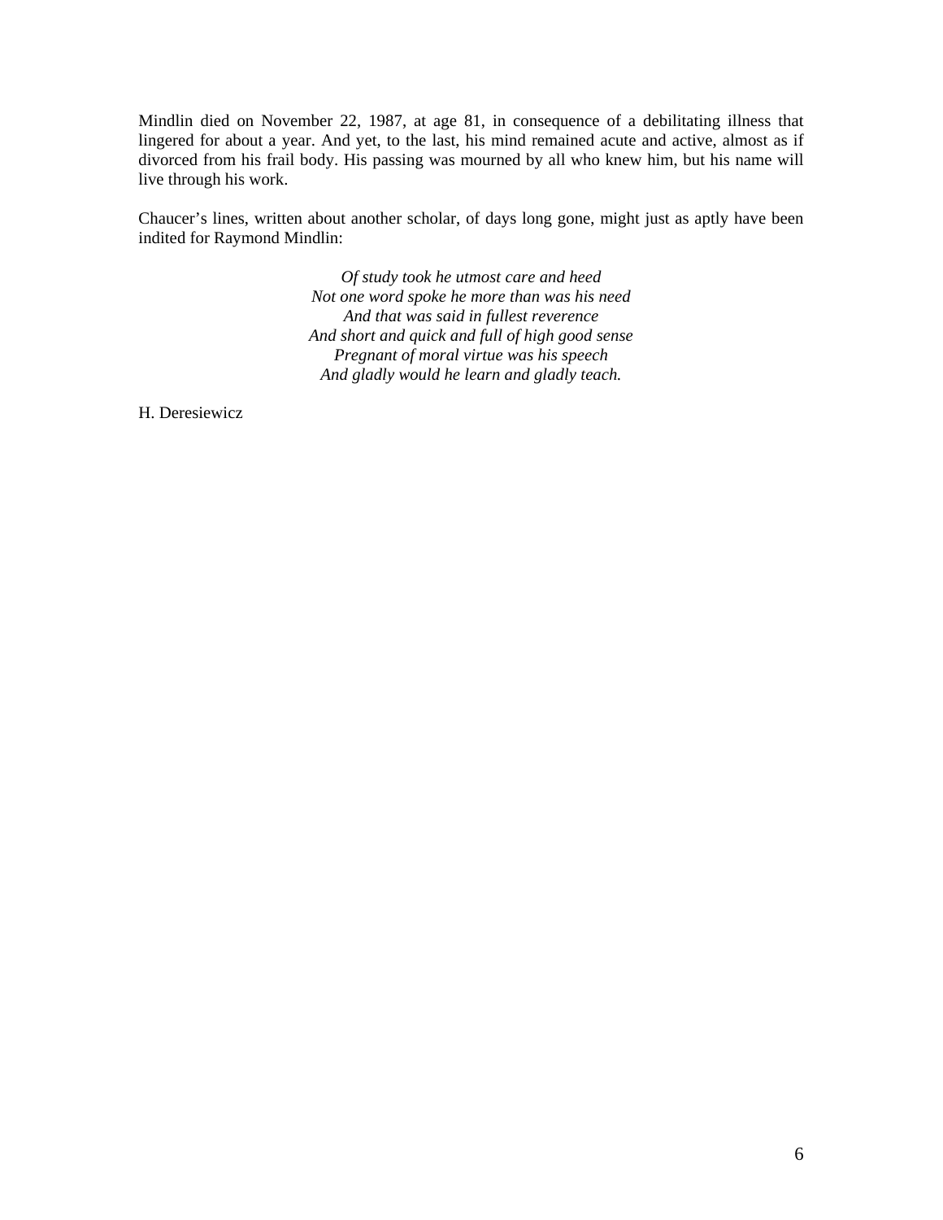Mindlin died on November 22, 1987, at age 81, in consequence of a debilitating illness that lingered for about a year. And yet, to the last, his mind remained acute and active, almost as if divorced from his frail body. His passing was mourned by all who knew him, but his name will live through his work.

Chaucer's lines, written about another scholar, of days long gone, might just as aptly have been indited for Raymond Mindlin:

*Of study took he utmost care and heed*  
*Not one word spoke he more than was his need*  
*And that was said in fullest reverence*  
*And short and quick and full of high good sense*  
*Pregnant of moral virtue was his speech*  
*And gladly would he learn and gladly teach.*

H. Deresiewicz